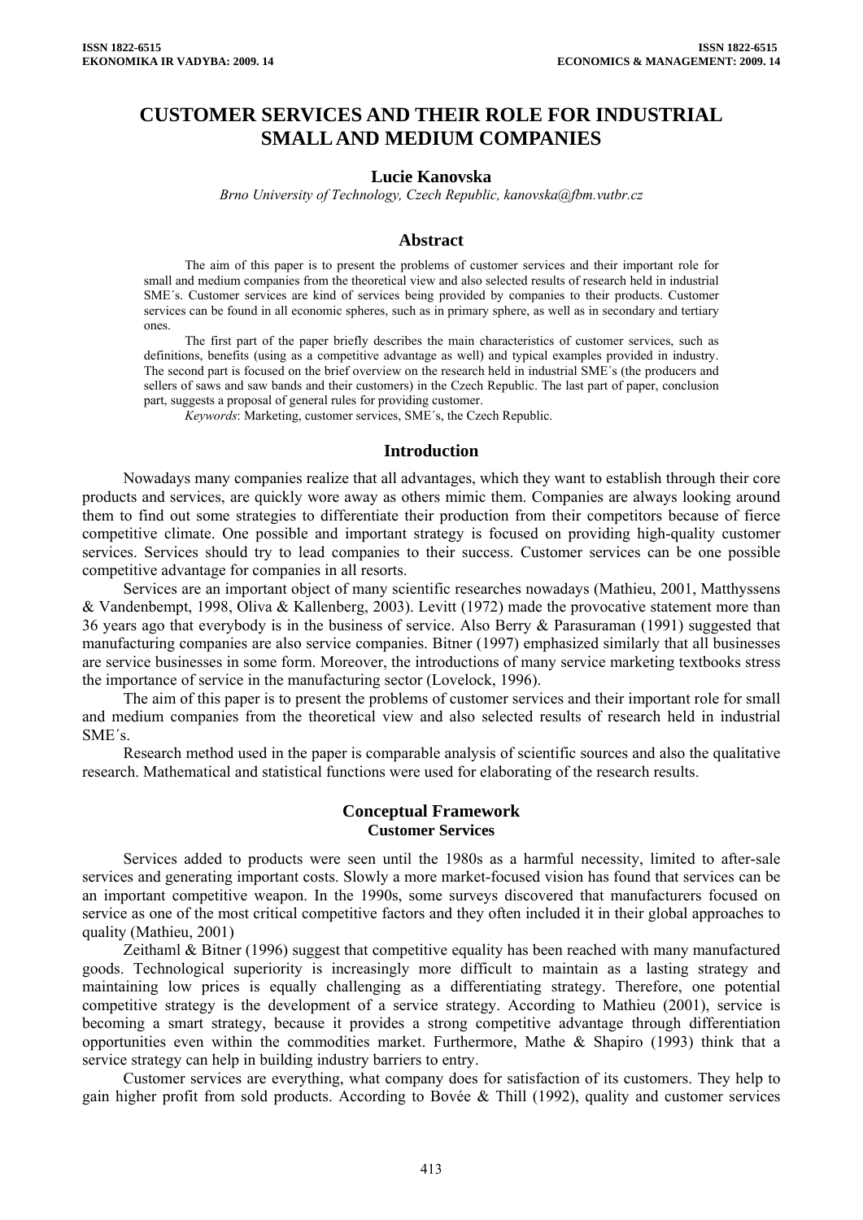# CUSTOMER SERVICES AND THEIR ROLE FOR INDUSTRIAL SMALL AND MEDIUM COMPANIES

**Lucie Kanovska**

*Brno University of Technology, Czech Republic, kanovska@fbm.vutbr.cz*

## Abstract

The aim of this paper is to present the problems of customer services and their important role for small and medium companies from the theoretical view and also selected results of research held in industrial SME´s. Customer services are kind of services being provided by companies to their products. Customer services can be found in all economic spheres, such as in primary sphere, as well as in secondary and tertiary ones.

The first part of the paper briefly describes the main characteristics of customer services, such as definitions, benefits (using as a competitive advantage as well) and typical examples provided in industry. The second part is focused on the brief overview on the research held in industrial SME´s (the producers and sellers of saws and saw bands and their customers) in the Czech Republic. The last part of paper, conclusion part, suggests a proposal of general rules for providing customer.

*Keywords*: Marketing, customer services, SME´s, the Czech Republic.

## Introduction

Nowadays many companies realize that all advantages, which they want to establish through their core products and services, are quickly wore away as others mimic them. Companies are always looking around them to find out some strategies to differentiate their production from their competitors because of fierce competitive climate. One possible and important strategy is focused on providing high-quality customer services. Services should try to lead companies to their success. Customer services can be one possible competitive advantage for companies in all resorts.

Services are an important object of many scientific researches nowadays (Mathieu, 2001, Matthyssens & Vandenbempt, 1998, Oliva & Kallenberg, 2003). Levitt (1972) made the provocative statement more than 36 years ago that everybody is in the business of service. Also Berry & Parasuraman (1991) suggested that manufacturing companies are also service companies. Bitner (1997) emphasized similarly that all businesses are service businesses in some form. Moreover, the introductions of many service marketing textbooks stress the importance of service in the manufacturing sector (Lovelock, 1996).

The aim of this paper is to present the problems of customer services and their important role for small and medium companies from the theoretical view and also selected results of research held in industrial SME´s.

Research method used in the paper is comparable analysis of scientific sources and also the qualitative research. Mathematical and statistical functions were used for elaborating of the research results.

## Conceptual Framework

### Customer Services

Services added to products were seen until the 1980s as a harmful necessity, limited to after-sale services and generating important costs. Slowly a more market-focused vision has found that services can be an important competitive weapon. In the 1990s, some surveys discovered that manufacturers focused on service as one of the most critical competitive factors and they often included it in their global approaches to quality (Mathieu, 2001)

Zeithaml & Bitner (1996) suggest that competitive equality has been reached with many manufactured goods. Technological superiority is increasingly more difficult to maintain as a lasting strategy and maintaining low prices is equally challenging as a differentiating strategy. Therefore, one potential competitive strategy is the development of a service strategy. According to Mathieu (2001), service is becoming a smart strategy, because it provides a strong competitive advantage through differentiation opportunities even within the commodities market. Furthermore, Mathe & Shapiro (1993) think that a service strategy can help in building industry barriers to entry.

Customer services are everything, what company does for satisfaction of its customers. They help to gain higher profit from sold products. According to Bovée & Thill (1992), quality and customer services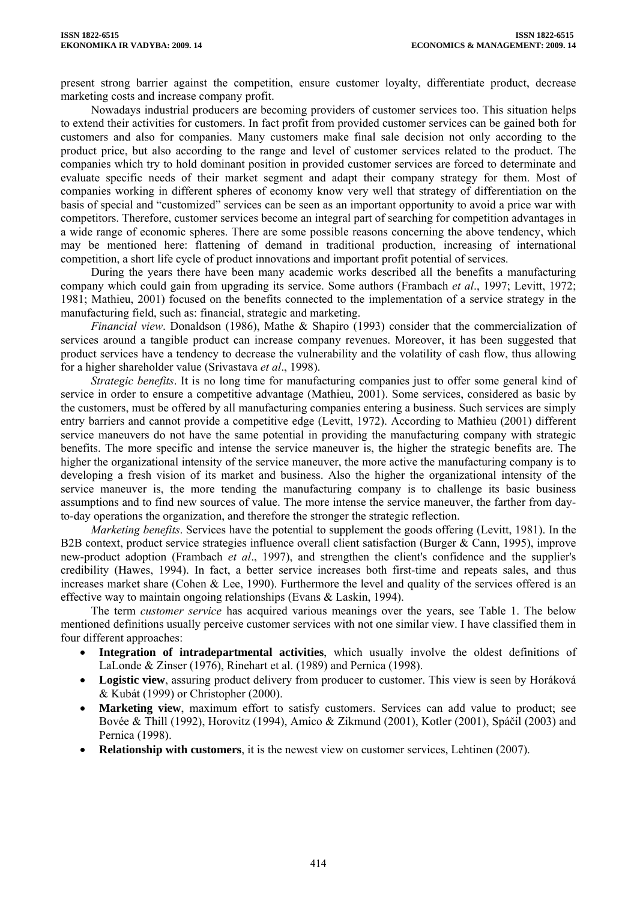present strong barrier against the competition, ensure customer loyalty, differentiate product, decrease marketing costs and increase company profit.

Nowadays industrial producers are becoming providers of customer services too. This situation helps to extend their activities for customers. In fact profit from provided customer services can be gained both for customers and also for companies. Many customers make final sale decision not only according to the product price, but also according to the range and level of customer services related to the product. The companies which try to hold dominant position in provided customer services are forced to determinate and evaluate specific needs of their market segment and adapt their company strategy for them. Most of companies working in different spheres of economy know very well that strategy of differentiation on the basis of special and "customized" services can be seen as an important opportunity to avoid a price war with competitors. Therefore, customer services become an integral part of searching for competition advantages in a wide range of economic spheres. There are some possible reasons concerning the above tendency, which may be mentioned here: flattening of demand in traditional production, increasing of international competition, a short life cycle of product innovations and important profit potential of services.

During the years there have been many academic works described all the benefits a manufacturing company which could gain from upgrading its service. Some authors (Frambach *et al*., 1997; Levitt, 1972; 1981; Mathieu, 2001) focused on the benefits connected to the implementation of a service strategy in the manufacturing field, such as: financial, strategic and marketing.

*Financial view*. Donaldson (1986), Mathe & Shapiro (1993) consider that the commercialization of services around a tangible product can increase company revenues. Moreover, it has been suggested that product services have a tendency to decrease the vulnerability and the volatility of cash flow, thus allowing for a higher shareholder value (Srivastava *et al*., 1998).

*Strategic benefits*. It is no long time for manufacturing companies just to offer some general kind of service in order to ensure a competitive advantage (Mathieu, 2001). Some services, considered as basic by the customers, must be offered by all manufacturing companies entering a business. Such services are simply entry barriers and cannot provide a competitive edge (Levitt, 1972). According to Mathieu (2001) different service maneuvers do not have the same potential in providing the manufacturing company with strategic benefits. The more specific and intense the service maneuver is, the higher the strategic benefits are. The higher the organizational intensity of the service maneuver, the more active the manufacturing company is to developing a fresh vision of its market and business. Also the higher the organizational intensity of the service maneuver is, the more tending the manufacturing company is to challenge its basic business assumptions and to find new sources of value. The more intense the service maneuver, the farther from day-to-day operations the organization, and therefore the stronger the strategic reflection.

*Marketing benefits*. Services have the potential to supplement the goods offering (Levitt, 1981). In the B2B context, product service strategies influence overall client satisfaction (Burger & Cann, 1995), improve new-product adoption (Frambach *et al*., 1997), and strengthen the client's confidence and the supplier's credibility (Hawes, 1994). In fact, a better service increases both first-time and repeats sales, and thus increases market share (Cohen & Lee, 1990). Furthermore the level and quality of the services offered is an effective way to maintain ongoing relationships (Evans & Laskin, 1994).

The term *customer service* has acquired various meanings over the years, see Table 1. The below mentioned definitions usually perceive customer services with not one similar view. I have classified them in four different approaches:

- **Integration of intradepartmental activities**, which usually involve the oldest definitions of LaLonde & Zinser (1976), Rinehart et al. (1989) and Pernica (1998).
- **Logistic view**, assuring product delivery from producer to customer. This view is seen by Horáková & Kubát (1999) or Christopher (2000).
- **Marketing view**, maximum effort to satisfy customers. Services can add value to product; see Bovée & Thill (1992), Horovitz (1994), Amico & Zikmund (2001), Kotler (2001), Spáčil (2003) and Pernica (1998).
- **Relationship with customers**, it is the newest view on customer services, Lehtinen (2007).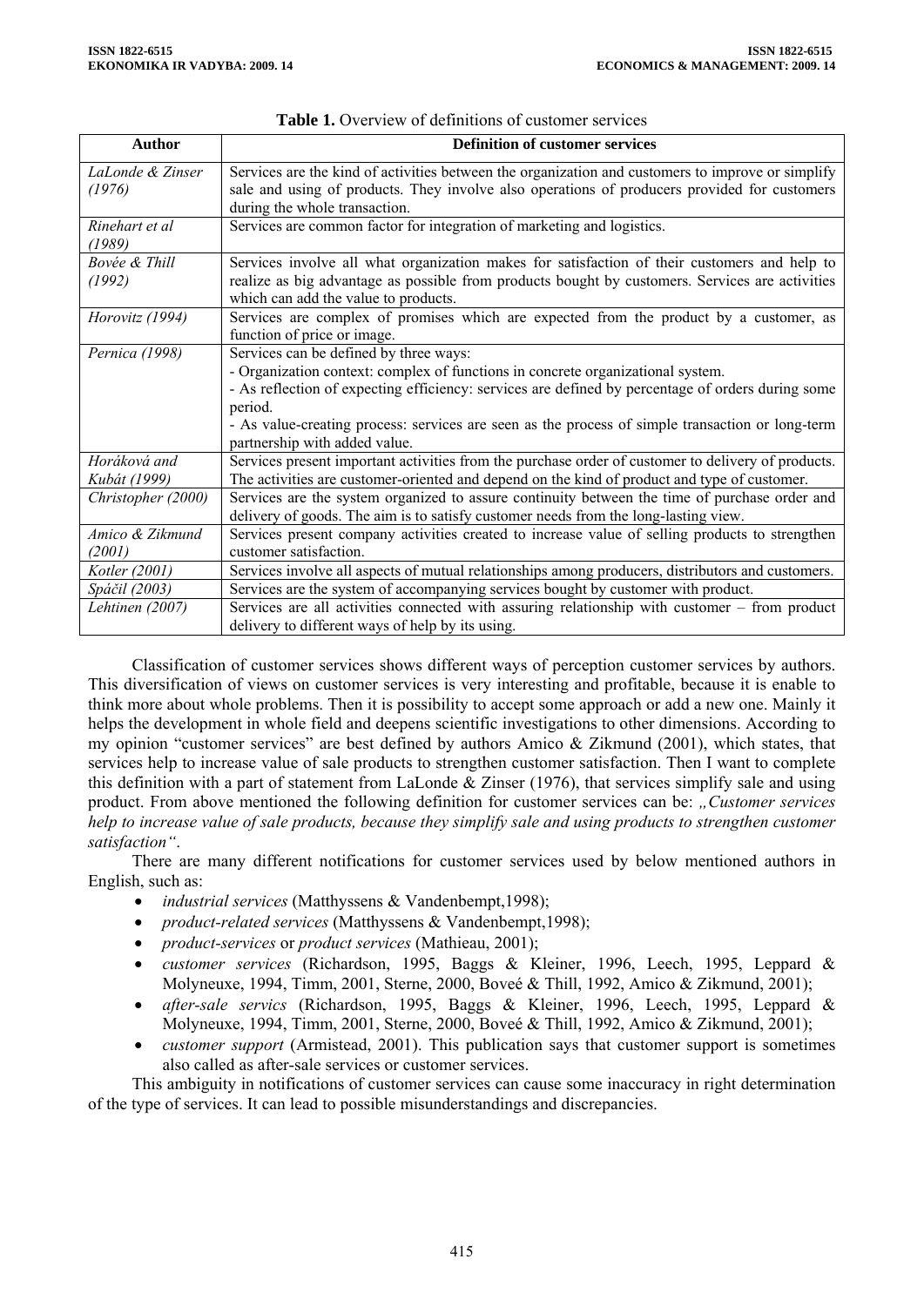**Table 1.** Overview of definitions of customer services

| Author | Definition of customer services |
|---|---|
| *LaLonde & Zinser (1976)* | Services are the kind of activities between the organization and customers to improve or simplify sale and using of products. They involve also operations of producers provided for customers during the whole transaction. |
| *Rinehart et al (1989)* | Services are common factor for integration of marketing and logistics. |
| *Bovée & Thill (1992)* | Services involve all what organization makes for satisfaction of their customers and help to realize as big advantage as possible from products bought by customers. Services are activities which can add the value to products. |
| *Horovitz (1994)* | Services are complex of promises which are expected from the product by a customer, as function of price or image. |
| *Pernica (1998)* | Services can be defined by three ways:<br>- Organization context: complex of functions in concrete organizational system.<br>- As reflection of expecting efficiency: services are defined by percentage of orders during some period.<br>- As value-creating process: services are seen as the process of simple transaction or long-term partnership with added value. |
| *Horáková and Kubát (1999)* | Services present important activities from the purchase order of customer to delivery of products. The activities are customer-oriented and depend on the kind of product and type of customer. |
| *Christopher (2000)* | Services are the system organized to assure continuity between the time of purchase order and delivery of goods. The aim is to satisfy customer needs from the long-lasting view. |
| *Amico & Zikmund (2001)* | Services present company activities created to increase value of selling products to strengthen customer satisfaction. |
| *Kotler (2001)* | Services involve all aspects of mutual relationships among producers, distributors and customers. |
| *Spáčil (2003)* | Services are the system of accompanying services bought by customer with product. |
| *Lehtinen (2007)* | Services are all activities connected with assuring relationship with customer – from product delivery to different ways of help by its using. |

Classification of customer services shows different ways of perception customer services by authors. This diversification of views on customer services is very interesting and profitable, because it is enable to think more about whole problems. Then it is possibility to accept some approach or add a new one. Mainly it helps the development in whole field and deepens scientific investigations to other dimensions. According to my opinion "customer services" are best defined by authors Amico & Zikmund (2001), which states, that services help to increase value of sale products to strengthen customer satisfaction. Then I want to complete this definition with a part of statement from LaLonde & Zinser (1976), that services simplify sale and using product. From above mentioned the following definition for customer services can be: *„Customer services help to increase value of sale products, because they simplify sale and using products to strengthen customer satisfaction"*.

There are many different notifications for customer services used by below mentioned authors in English, such as:

- *industrial services* (Matthyssens & Vandenbempt,1998);
- *product-related services* (Matthyssens & Vandenbempt,1998);
- *product-services* or *product services* (Mathieau, 2001);
- *customer services* (Richardson, 1995, Baggs & Kleiner, 1996, Leech, 1995, Leppard & Molyneuxe, 1994, Timm, 2001, Sterne, 2000, Boveé & Thill, 1992, Amico & Zikmund, 2001);
- *after-sale servics* (Richardson, 1995, Baggs & Kleiner, 1996, Leech, 1995, Leppard & Molyneuxe, 1994, Timm, 2001, Sterne, 2000, Boveé & Thill, 1992, Amico & Zikmund, 2001);
- *customer support* (Armistead, 2001). This publication says that customer support is sometimes also called as after-sale services or customer services.

This ambiguity in notifications of customer services can cause some inaccuracy in right determination of the type of services. It can lead to possible misunderstandings and discrepancies.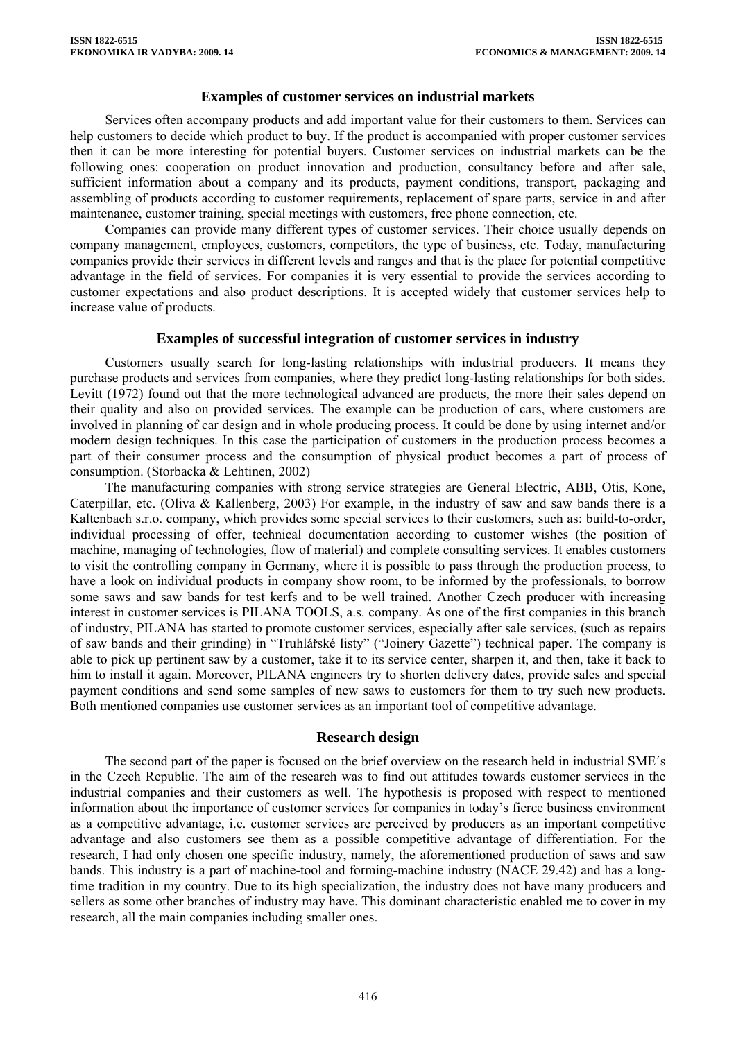## Examples of customer services on industrial markets

Services often accompany products and add important value for their customers to them. Services can help customers to decide which product to buy. If the product is accompanied with proper customer services then it can be more interesting for potential buyers. Customer services on industrial markets can be the following ones: cooperation on product innovation and production, consultancy before and after sale, sufficient information about a company and its products, payment conditions, transport, packaging and assembling of products according to customer requirements, replacement of spare parts, service in and after maintenance, customer training, special meetings with customers, free phone connection, etc.

Companies can provide many different types of customer services. Their choice usually depends on company management, employees, customers, competitors, the type of business, etc. Today, manufacturing companies provide their services in different levels and ranges and that is the place for potential competitive advantage in the field of services. For companies it is very essential to provide the services according to customer expectations and also product descriptions. It is accepted widely that customer services help to increase value of products.

## Examples of successful integration of customer services in industry

Customers usually search for long-lasting relationships with industrial producers. It means they purchase products and services from companies, where they predict long-lasting relationships for both sides. Levitt (1972) found out that the more technological advanced are products, the more their sales depend on their quality and also on provided services. The example can be production of cars, where customers are involved in planning of car design and in whole producing process. It could be done by using internet and/or modern design techniques. In this case the participation of customers in the production process becomes a part of their consumer process and the consumption of physical product becomes a part of process of consumption. (Storbacka & Lehtinen, 2002)

The manufacturing companies with strong service strategies are General Electric, ABB, Otis, Kone, Caterpillar, etc. (Oliva & Kallenberg, 2003) For example, in the industry of saw and saw bands there is a Kaltenbach s.r.o. company, which provides some special services to their customers, such as: build-to-order, individual processing of offer, technical documentation according to customer wishes (the position of machine, managing of technologies, flow of material) and complete consulting services. It enables customers to visit the controlling company in Germany, where it is possible to pass through the production process, to have a look on individual products in company show room, to be informed by the professionals, to borrow some saws and saw bands for test kerfs and to be well trained. Another Czech producer with increasing interest in customer services is PILANA TOOLS, a.s. company. As one of the first companies in this branch of industry, PILANA has started to promote customer services, especially after sale services, (such as repairs of saw bands and their grinding) in "Truhlářské listy" ("Joinery Gazette") technical paper. The company is able to pick up pertinent saw by a customer, take it to its service center, sharpen it, and then, take it back to him to install it again. Moreover, PILANA engineers try to shorten delivery dates, provide sales and special payment conditions and send some samples of new saws to customers for them to try such new products. Both mentioned companies use customer services as an important tool of competitive advantage.

## Research design

The second part of the paper is focused on the brief overview on the research held in industrial SME´s in the Czech Republic. The aim of the research was to find out attitudes towards customer services in the industrial companies and their customers as well. The hypothesis is proposed with respect to mentioned information about the importance of customer services for companies in today's fierce business environment as a competitive advantage, i.e. customer services are perceived by producers as an important competitive advantage and also customers see them as a possible competitive advantage of differentiation. For the research, I had only chosen one specific industry, namely, the aforementioned production of saws and saw bands. This industry is a part of machine-tool and forming-machine industry (NACE 29.42) and has a long-time tradition in my country. Due to its high specialization, the industry does not have many producers and sellers as some other branches of industry may have. This dominant characteristic enabled me to cover in my research, all the main companies including smaller ones.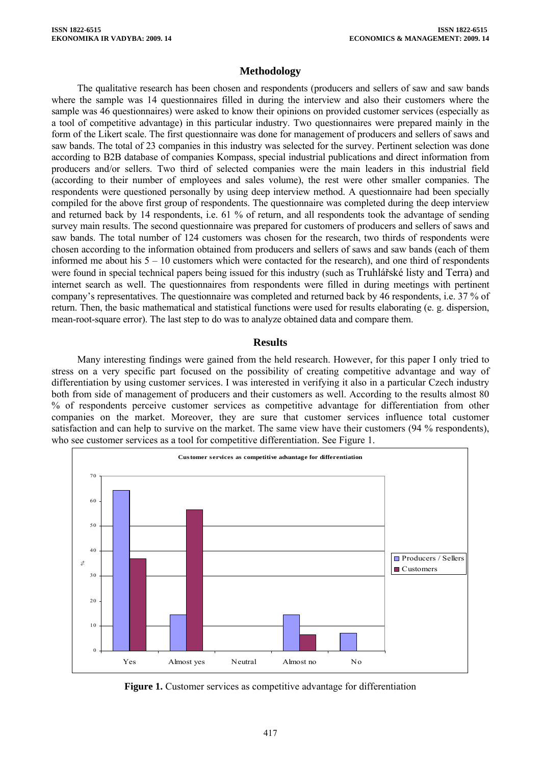## Methodology

The qualitative research has been chosen and respondents (producers and sellers of saw and saw bands where the sample was 14 questionnaires filled in during the interview and also their customers where the sample was 46 questionnaires) were asked to know their opinions on provided customer services (especially as a tool of competitive advantage) in this particular industry. Two questionnaires were prepared mainly in the form of the Likert scale. The first questionnaire was done for management of producers and sellers of saws and saw bands. The total of 23 companies in this industry was selected for the survey. Pertinent selection was done according to B2B database of companies Kompass, special industrial publications and direct information from producers and/or sellers. Two third of selected companies were the main leaders in this industrial field (according to their number of employees and sales volume), the rest were other smaller companies. The respondents were questioned personally by using deep interview method. A questionnaire had been specially compiled for the above first group of respondents. The questionnaire was completed during the deep interview and returned back by 14 respondents, i.e. 61 % of return, and all respondents took the advantage of sending survey main results. The second questionnaire was prepared for customers of producers and sellers of saws and saw bands. The total number of 124 customers was chosen for the research, two thirds of respondents were chosen according to the information obtained from producers and sellers of saws and saw bands (each of them informed me about his 5 – 10 customers which were contacted for the research), and one third of respondents were found in special technical papers being issued for this industry (such as Truhlářské listy and Terra) and internet search as well. The questionnaires from respondents were filled in during meetings with pertinent company's representatives. The questionnaire was completed and returned back by 46 respondents, i.e. 37 % of return. Then, the basic mathematical and statistical functions were used for results elaborating (e. g. dispersion, mean-root-square error). The last step to do was to analyze obtained data and compare them.

## Results

Many interesting findings were gained from the held research. However, for this paper I only tried to stress on a very specific part focused on the possibility of creating competitive advantage and way of differentiation by using customer services. I was interested in verifying it also in a particular Czech industry both from side of management of producers and their customers as well. According to the results almost 80 % of respondents perceive customer services as competitive advantage for differentiation from other companies on the market. Moreover, they are sure that customer services influence total customer satisfaction and can help to survive on the market. The same view have their customers (94 % respondents), who see customer services as a tool for competitive differentiation. See Figure 1.

**Figure 1.** Customer services as competitive advantage for differentiation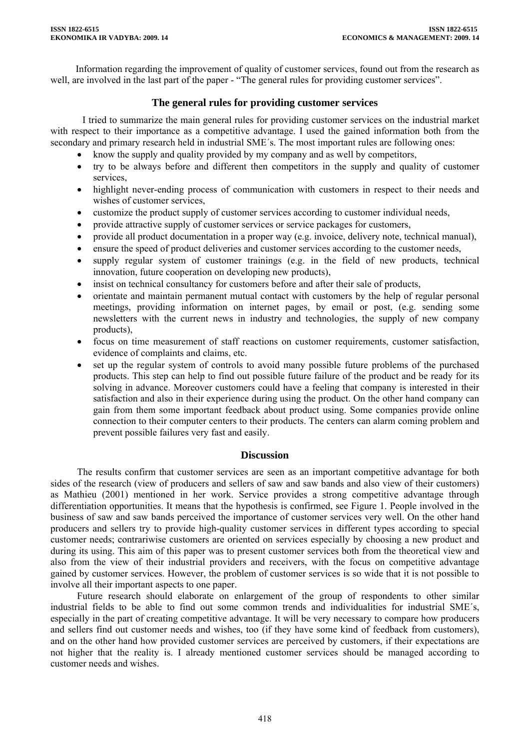Information regarding the improvement of quality of customer services, found out from the research as well, are involved in the last part of the paper - "The general rules for providing customer services".

## The general rules for providing customer services

I tried to summarize the main general rules for providing customer services on the industrial market with respect to their importance as a competitive advantage. I used the gained information both from the secondary and primary research held in industrial SME´s. The most important rules are following ones:

- know the supply and quality provided by my company and as well by competitors,
- try to be always before and different then competitors in the supply and quality of customer services,
- highlight never-ending process of communication with customers in respect to their needs and wishes of customer services,
- customize the product supply of customer services according to customer individual needs,
- provide attractive supply of customer services or service packages for customers,
- provide all product documentation in a proper way (e.g. invoice, delivery note, technical manual),
- ensure the speed of product deliveries and customer services according to the customer needs,
- supply regular system of customer trainings (e.g. in the field of new products, technical innovation, future cooperation on developing new products),
- insist on technical consultancy for customers before and after their sale of products,
- orientate and maintain permanent mutual contact with customers by the help of regular personal meetings, providing information on internet pages, by email or post, (e.g. sending some newsletters with the current news in industry and technologies, the supply of new company products),
- focus on time measurement of staff reactions on customer requirements, customer satisfaction, evidence of complaints and claims, etc.
- set up the regular system of controls to avoid many possible future problems of the purchased products. This step can help to find out possible future failure of the product and be ready for its solving in advance. Moreover customers could have a feeling that company is interested in their satisfaction and also in their experience during using the product. On the other hand company can gain from them some important feedback about product using. Some companies provide online connection to their computer centers to their products. The centers can alarm coming problem and prevent possible failures very fast and easily.

## Discussion

The results confirm that customer services are seen as an important competitive advantage for both sides of the research (view of producers and sellers of saw and saw bands and also view of their customers) as Mathieu (2001) mentioned in her work. Service provides a strong competitive advantage through differentiation opportunities. It means that the hypothesis is confirmed, see Figure 1. People involved in the business of saw and saw bands perceived the importance of customer services very well. On the other hand producers and sellers try to provide high-quality customer services in different types according to special customer needs; contrariwise customers are oriented on services especially by choosing a new product and during its using. This aim of this paper was to present customer services both from the theoretical view and also from the view of their industrial providers and receivers, with the focus on competitive advantage gained by customer services. However, the problem of customer services is so wide that it is not possible to involve all their important aspects to one paper.

Future research should elaborate on enlargement of the group of respondents to other similar industrial fields to be able to find out some common trends and individualities for industrial SME´s, especially in the part of creating competitive advantage. It will be very necessary to compare how producers and sellers find out customer needs and wishes, too (if they have some kind of feedback from customers), and on the other hand how provided customer services are perceived by customers, if their expectations are not higher that the reality is. I already mentioned customer services should be managed according to customer needs and wishes.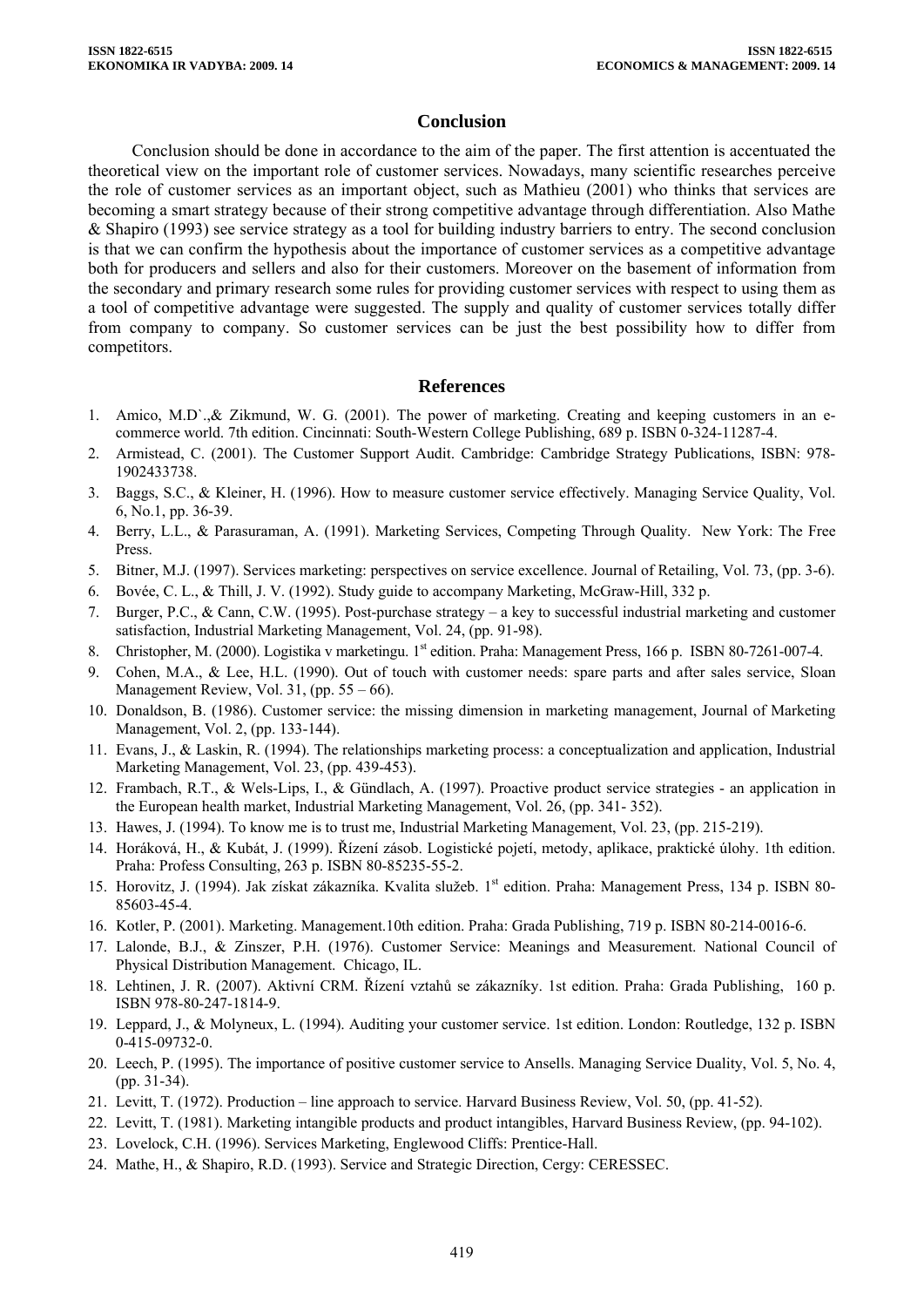## Conclusion

Conclusion should be done in accordance to the aim of the paper. The first attention is accentuated the theoretical view on the important role of customer services. Nowadays, many scientific researches perceive the role of customer services as an important object, such as Mathieu (2001) who thinks that services are becoming a smart strategy because of their strong competitive advantage through differentiation. Also Mathe & Shapiro (1993) see service strategy as a tool for building industry barriers to entry. The second conclusion is that we can confirm the hypothesis about the importance of customer services as a competitive advantage both for producers and sellers and also for their customers. Moreover on the basement of information from the secondary and primary research some rules for providing customer services with respect to using them as a tool of competitive advantage were suggested. The supply and quality of customer services totally differ from company to company. So customer services can be just the best possibility how to differ from competitors.

## References

1. Amico, M.D`.,& Zikmund, W. G. (2001). The power of marketing. Creating and keeping customers in an e-commerce world. 7th edition. Cincinnati: South-Western College Publishing, 689 p. ISBN 0-324-11287-4.
2. Armistead, C. (2001). The Customer Support Audit. Cambridge: Cambridge Strategy Publications, ISBN: 978-1902433738.
3. Baggs, S.C., & Kleiner, H. (1996). How to measure customer service effectively. Managing Service Quality, Vol. 6, No.1, pp. 36-39.
4. Berry, L.L., & Parasuraman, A. (1991). Marketing Services, Competing Through Quality. New York: The Free Press.
5. Bitner, M.J. (1997). Services marketing: perspectives on service excellence. Journal of Retailing, Vol. 73, (pp. 3-6).
6. Bovée, C. L., & Thill, J. V. (1992). Study guide to accompany Marketing, McGraw-Hill, 332 p.
7. Burger, P.C., & Cann, C.W. (1995). Post-purchase strategy – a key to successful industrial marketing and customer satisfaction, Industrial Marketing Management, Vol. 24, (pp. 91-98).
8. Christopher, M. (2000). Logistika v marketingu. 1st edition. Praha: Management Press, 166 p. ISBN 80-7261-007-4.
9. Cohen, M.A., & Lee, H.L. (1990). Out of touch with customer needs: spare parts and after sales service, Sloan Management Review, Vol. 31, (pp. 55 – 66).
10. Donaldson, B. (1986). Customer service: the missing dimension in marketing management, Journal of Marketing Management, Vol. 2, (pp. 133-144).
11. Evans, J., & Laskin, R. (1994). The relationships marketing process: a conceptualization and application, Industrial Marketing Management, Vol. 23, (pp. 439-453).
12. Frambach, R.T., & Wels-Lips, I., & Gündlach, A. (1997). Proactive product service strategies - an application in the European health market, Industrial Marketing Management, Vol. 26, (pp. 341- 352).
13. Hawes, J. (1994). To know me is to trust me, Industrial Marketing Management, Vol. 23, (pp. 215-219).
14. Horáková, H., & Kubát, J. (1999). Řízení zásob. Logistické pojetí, metody, aplikace, praktické úlohy. 1th edition. Praha: Profess Consulting, 263 p. ISBN 80-85235-55-2.
15. Horovitz, J. (1994). Jak získat zákazníka. Kvalita služeb. 1st edition. Praha: Management Press, 134 p. ISBN 80-85603-45-4.
16. Kotler, P. (2001). Marketing. Management.10th edition. Praha: Grada Publishing, 719 p. ISBN 80-214-0016-6.
17. Lalonde, B.J., & Zinszer, P.H. (1976). Customer Service: Meanings and Measurement. National Council of Physical Distribution Management. Chicago, IL.
18. Lehtinen, J. R. (2007). Aktivní CRM. Řízení vztahů se zákazníky. 1st edition. Praha: Grada Publishing, 160 p. ISBN 978-80-247-1814-9.
19. Leppard, J., & Molyneux, L. (1994). Auditing your customer service. 1st edition. London: Routledge, 132 p. ISBN 0-415-09732-0.
20. Leech, P. (1995). The importance of positive customer service to Ansells. Managing Service Duality, Vol. 5, No. 4, (pp. 31-34).
21. Levitt, T. (1972). Production – line approach to service. Harvard Business Review, Vol. 50, (pp. 41-52).
22. Levitt, T. (1981). Marketing intangible products and product intangibles, Harvard Business Review, (pp. 94-102).
23. Lovelock, C.H. (1996). Services Marketing, Englewood Cliffs: Prentice-Hall.
24. Mathe, H., & Shapiro, R.D. (1993). Service and Strategic Direction, Cergy: CERESSEC.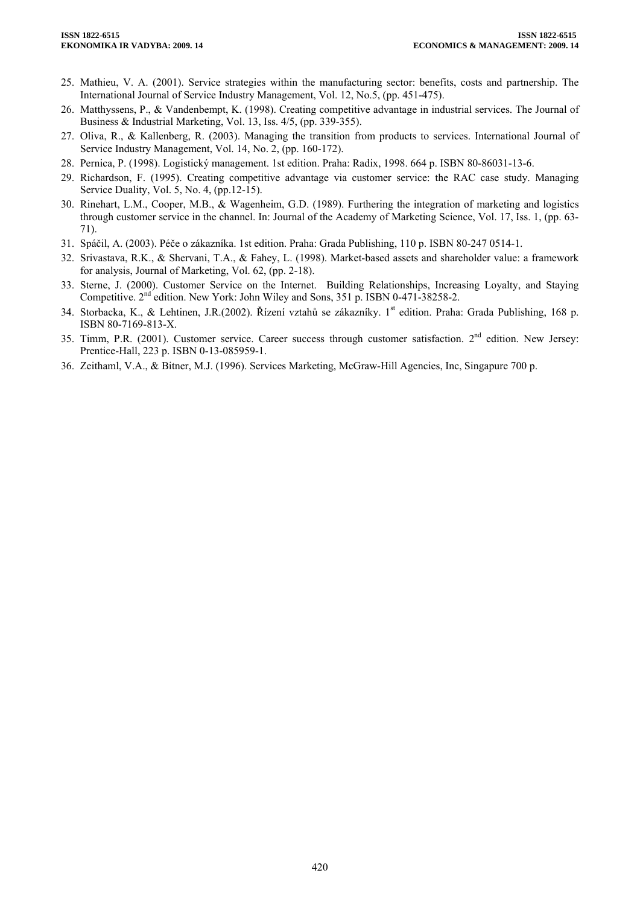25. Mathieu, V. A. (2001). Service strategies within the manufacturing sector: benefits, costs and partnership. The International Journal of Service Industry Management, Vol. 12, No.5, (pp. 451-475).
26. Matthyssens, P., & Vandenbempt, K. (1998). Creating competitive advantage in industrial services. The Journal of Business & Industrial Marketing, Vol. 13, Iss. 4/5, (pp. 339-355).
27. Oliva, R., & Kallenberg, R. (2003). Managing the transition from products to services. International Journal of Service Industry Management, Vol. 14, No. 2, (pp. 160-172).
28. Pernica, P. (1998). Logistický management. 1st edition. Praha: Radix, 1998. 664 p. ISBN 80-86031-13-6.
29. Richardson, F. (1995). Creating competitive advantage via customer service: the RAC case study. Managing Service Duality, Vol. 5, No. 4, (pp.12-15).
30. Rinehart, L.M., Cooper, M.B., & Wagenheim, G.D. (1989). Furthering the integration of marketing and logistics through customer service in the channel. In: Journal of the Academy of Marketing Science, Vol. 17, Iss. 1, (pp. 63-71).
31. Spáčil, A. (2003). Péče o zákazníka. 1st edition. Praha: Grada Publishing, 110 p. ISBN 80-247 0514-1.
32. Srivastava, R.K., & Shervani, T.A., & Fahey, L. (1998). Market-based assets and shareholder value: a framework for analysis, Journal of Marketing, Vol. 62, (pp. 2-18).
33. Sterne, J. (2000). Customer Service on the Internet. Building Relationships, Increasing Loyalty, and Staying Competitive. 2nd edition. New York: John Wiley and Sons, 351 p. ISBN 0-471-38258-2.
34. Storbacka, K., & Lehtinen, J.R.(2002). Řízení vztahů se zákazníky. 1st edition. Praha: Grada Publishing, 168 p. ISBN 80-7169-813-X.
35. Timm, P.R. (2001). Customer service. Career success through customer satisfaction. 2nd edition. New Jersey: Prentice-Hall, 223 p. ISBN 0-13-085959-1.
36. Zeithaml, V.A., & Bitner, M.J. (1996). Services Marketing, McGraw-Hill Agencies, Inc, Singapure 700 p.